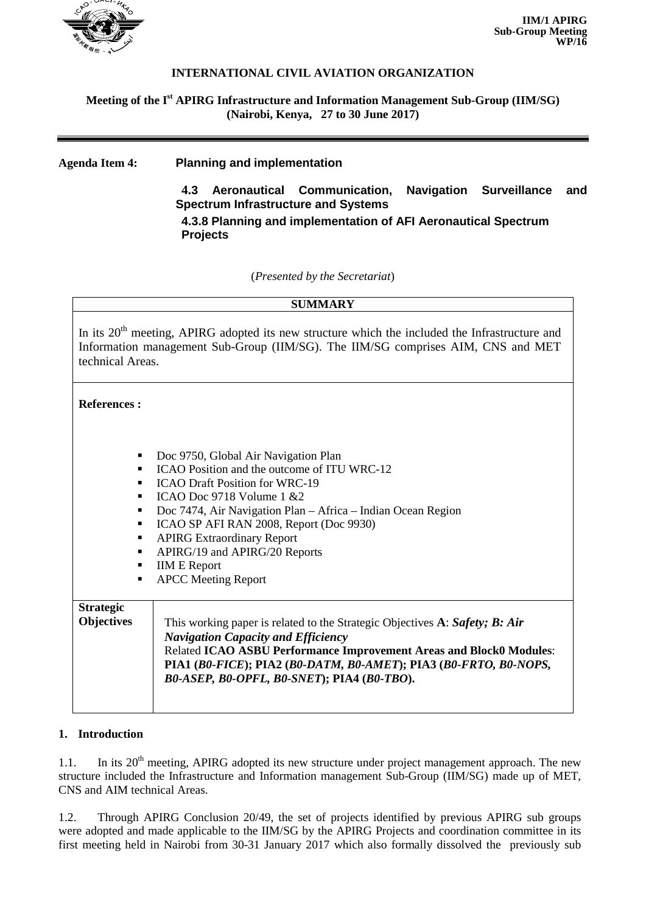IIM/1 APIRG
Sub-Group Meeting
WP/16

**INTERNATIONAL CIVIL AVIATION ORGANIZATION**

**Meeting of the I[st] APIRG Infrastructure and Information Management Sub-Group (IIM/SG)**
**(Nairobi, Kenya, 27 to 30 June 2017)**

---

**Agenda Item 4:** **Planning and implementation**

**4.3 Aeronautical Communication, Navigation Surveillance and Spectrum Infrastructure and Systems**

**4.3.8 Planning and implementation of AFI Aeronautical Spectrum Projects**

(*Presented by the Secretariat*)

| **SUMMARY** | |
|---|---|
| In its 20[th] meeting, APIRG adopted its new structure which the included the Infrastructure and Information management Sub-Group (IIM/SG). The IIM/SG comprises AIM, CNS and MET technical Areas. | |
| **References :**<br><br>▪ Doc 9750, Global Air Navigation Plan<br>▪ ICAO Position and the outcome of ITU WRC-12<br>▪ ICAO Draft Position for WRC-19<br>▪ ICAO Doc 9718 Volume 1 &2<br>▪ Doc 7474, Air Navigation Plan – Africa – Indian Ocean Region<br>▪ ICAO SP AFI RAN 2008, Report (Doc 9930)<br>▪ APIRG Extraordinary Report<br>▪ APIRG/19 and APIRG/20 Reports<br>▪ IIM E Report<br>▪ APCC Meeting Report | |
| **Strategic Objectives** | This working paper is related to the Strategic Objectives **A**: ***Safety; B: Air Navigation Capacity and Efficiency***<br>Related **ICAO ASBU Performance Improvement Areas and Block0 Modules**: **PIA1 (*B0-FICE*); PIA2 (*B0-DATM, B0-AMET*); PIA3 (*B0-FRTO, B0-NOPS, B0-ASEP, B0-OPFL, B0-SNET*); PIA4 (*B0-TBO*).** |

## 1. Introduction

1.1. In its 20[th] meeting, APIRG adopted its new structure under project management approach. The new structure included the Infrastructure and Information management Sub-Group (IIM/SG) made up of MET, CNS and AIM technical Areas.

1.2. Through APIRG Conclusion 20/49, the set of projects identified by previous APIRG sub groups were adopted and made applicable to the IIM/SG by the APIRG Projects and coordination committee in its first meeting held in Nairobi from 30-31 January 2017 which also formally dissolved the previously sub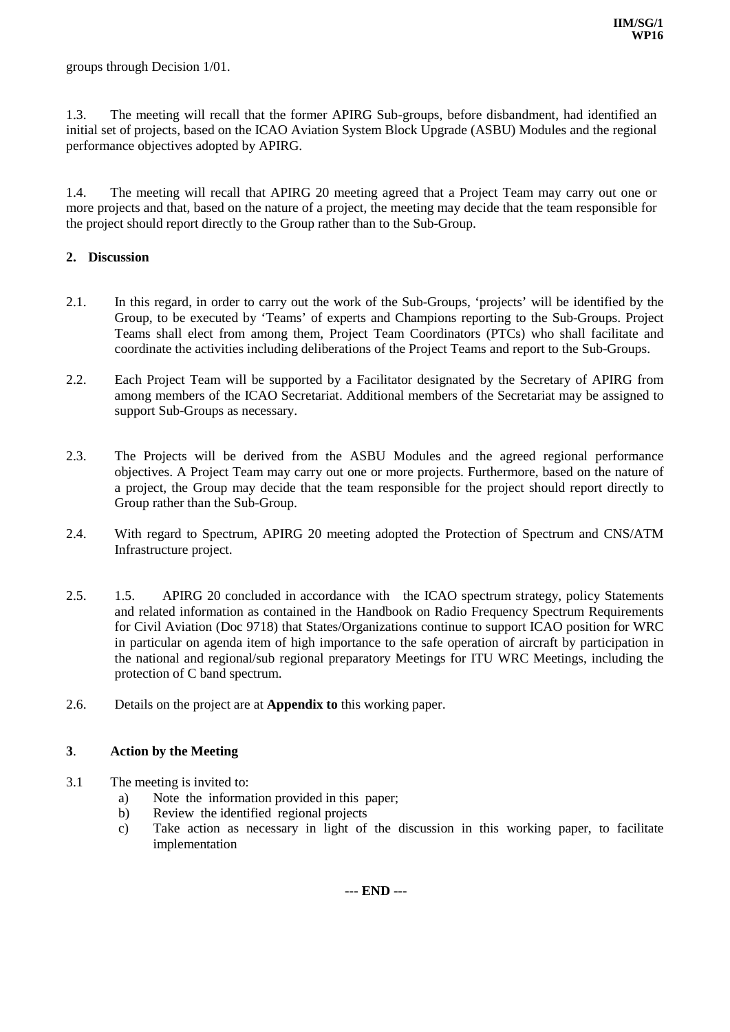groups through Decision 1/01.

1.3. The meeting will recall that the former APIRG Sub-groups, before disbandment, had identified an initial set of projects, based on the ICAO Aviation System Block Upgrade (ASBU) Modules and the regional performance objectives adopted by APIRG.

1.4. The meeting will recall that APIRG 20 meeting agreed that a Project Team may carry out one or more projects and that, based on the nature of a project, the meeting may decide that the team responsible for the project should report directly to the Group rather than to the Sub-Group.

**2. Discussion**

2.1. In this regard, in order to carry out the work of the Sub-Groups, 'projects' will be identified by the Group, to be executed by 'Teams' of experts and Champions reporting to the Sub-Groups. Project Teams shall elect from among them, Project Team Coordinators (PTCs) who shall facilitate and coordinate the activities including deliberations of the Project Teams and report to the Sub-Groups.

2.2. Each Project Team will be supported by a Facilitator designated by the Secretary of APIRG from among members of the ICAO Secretariat. Additional members of the Secretariat may be assigned to support Sub-Groups as necessary.

2.3. The Projects will be derived from the ASBU Modules and the agreed regional performance objectives. A Project Team may carry out one or more projects. Furthermore, based on the nature of a project, the Group may decide that the team responsible for the project should report directly to Group rather than the Sub-Group.

2.4. With regard to Spectrum, APIRG 20 meeting adopted the Protection of Spectrum and CNS/ATM Infrastructure project.

2.5. 1.5. APIRG 20 concluded in accordance with the ICAO spectrum strategy, policy Statements and related information as contained in the Handbook on Radio Frequency Spectrum Requirements for Civil Aviation (Doc 9718) that States/Organizations continue to support ICAO position for WRC in particular on agenda item of high importance to the safe operation of aircraft by participation in the national and regional/sub regional preparatory Meetings for ITU WRC Meetings, including the protection of C band spectrum.

2.6. Details on the project are at **Appendix to** this working paper.

**3. Action by the Meeting**

3.1 The meeting is invited to:

a) Note the information provided in this paper;
b) Review the identified regional projects
c) Take action as necessary in light of the discussion in this working paper, to facilitate implementation

**--- END ---**